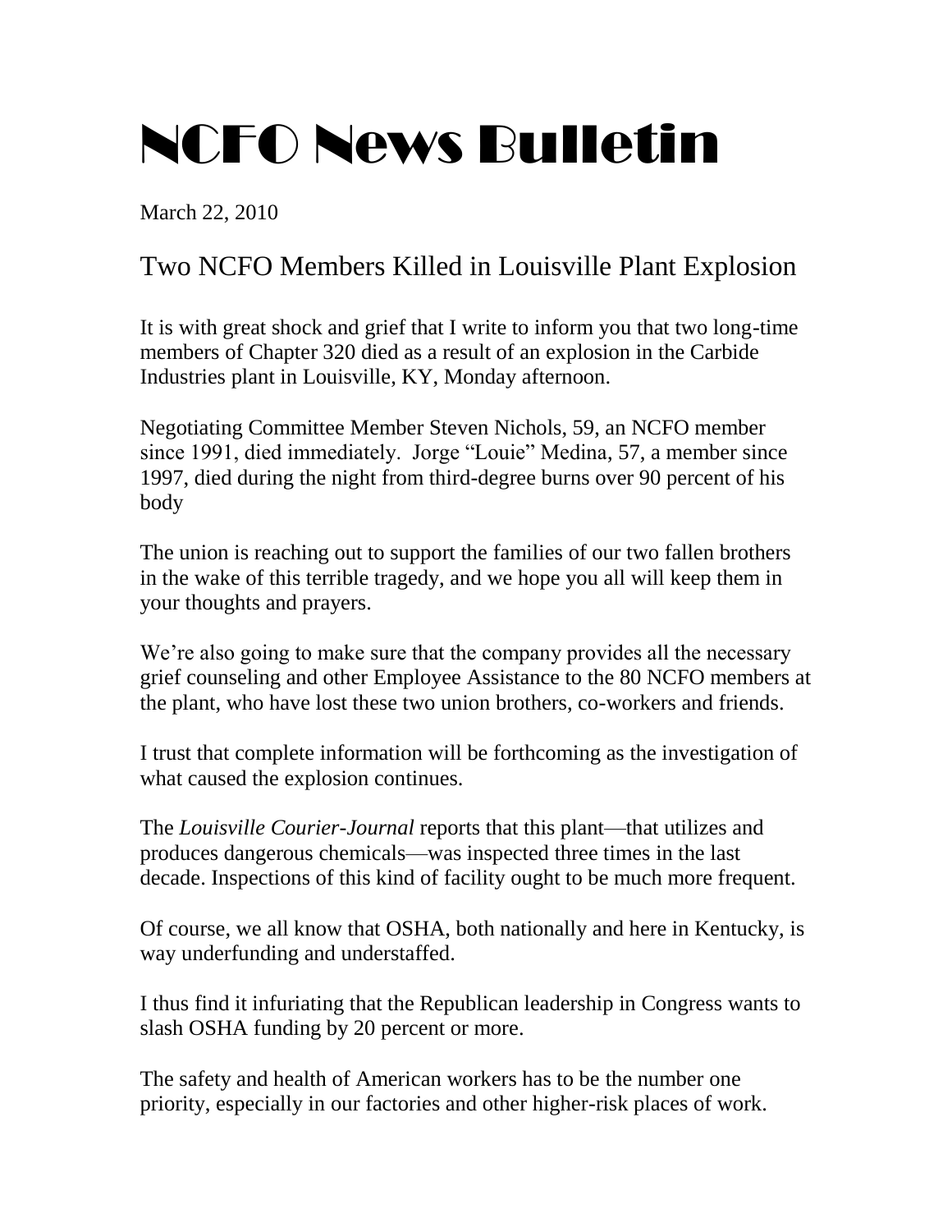# NCFO News Bulletin

March 22, 2010

## Two NCFO Members Killed in Louisville Plant Explosion

It is with great shock and grief that I write to inform you that two long-time members of Chapter 320 died as a result of an explosion in the Carbide Industries plant in Louisville, KY, Monday afternoon.

Negotiating Committee Member Steven Nichols, 59, an NCFO member since 1991, died immediately. Jorge "Louie" Medina, 57, a member since 1997, died during the night from third-degree burns over 90 percent of his body

The union is reaching out to support the families of our two fallen brothers in the wake of this terrible tragedy, and we hope you all will keep them in your thoughts and prayers.

We're also going to make sure that the company provides all the necessary grief counseling and other Employee Assistance to the 80 NCFO members at the plant, who have lost these two union brothers, co-workers and friends.

I trust that complete information will be forthcoming as the investigation of what caused the explosion continues.

The *Louisville Courier-Journal* reports that this plant—that utilizes and produces dangerous chemicals—was inspected three times in the last decade. Inspections of this kind of facility ought to be much more frequent.

Of course, we all know that OSHA, both nationally and here in Kentucky, is way underfunding and understaffed.

I thus find it infuriating that the Republican leadership in Congress wants to slash OSHA funding by 20 percent or more.

The safety and health of American workers has to be the number one priority, especially in our factories and other higher-risk places of work.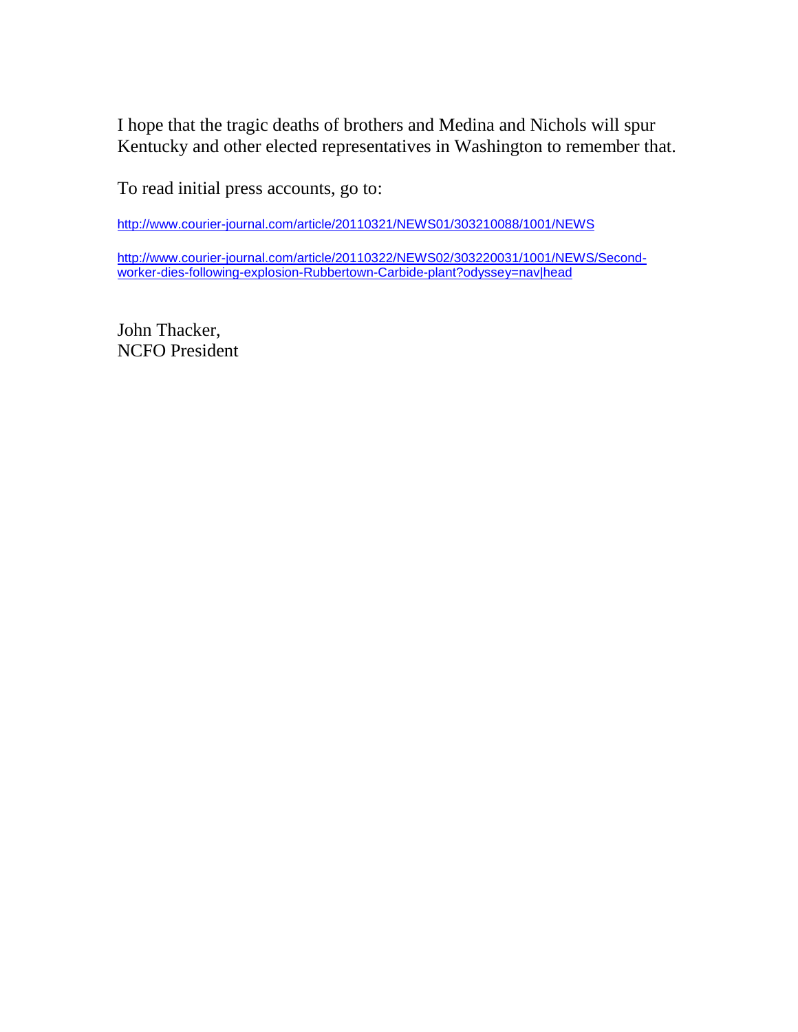I hope that the tragic deaths of brothers and Medina and Nichols will spur Kentucky and other elected representatives in Washington to remember that.

To read initial press accounts, go to:

http://www.courier-journal.com/article/20110321/NEWS01/303210088/1001/NEWS

http://www.courier-journal.com/article/20110322/NEWS02/303220031/1001/NEWS/Second-worker-dies-following-explosion-Rubbertown-Carbide-plant?odyssey=nav|head

John Thacker,
NCFO President